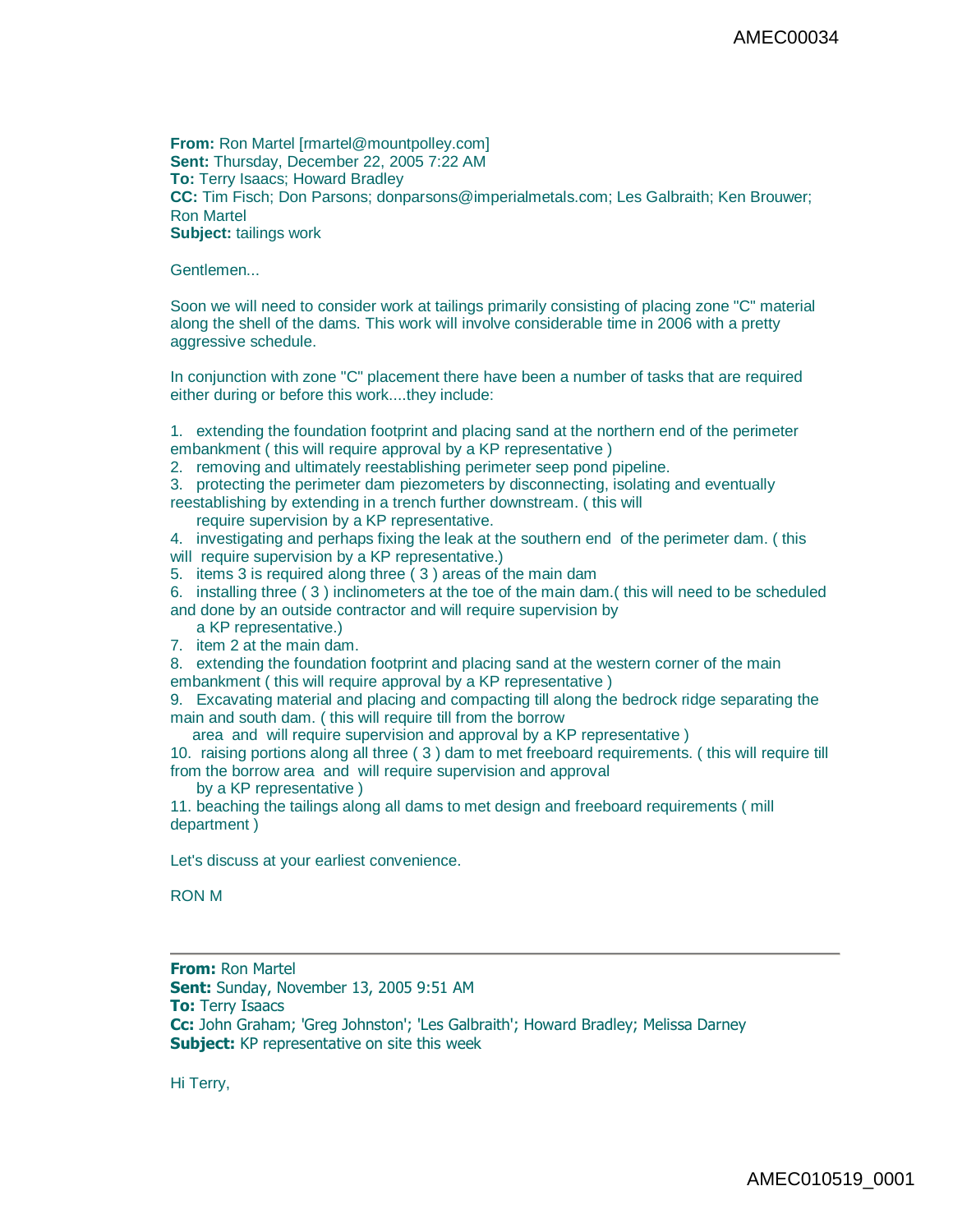**From:** Ron Martel [rmartel@mountpolley.com]
**Sent:** Thursday, December 22, 2005 7:22 AM
**To:** Terry Isaacs; Howard Bradley
**CC:** Tim Fisch; Don Parsons; donparsons@imperialmetals.com; Les Galbraith; Ken Brouwer; Ron Martel
**Subject:** tailings work

Gentlemen...

Soon we will need to consider work at tailings primarily consisting of placing zone "C" material along the shell of the dams. This work will involve considerable time in 2006 with a pretty aggressive schedule.

In conjunction with zone "C" placement there have been a number of tasks that are required either during or before this work....they include:

1. extending the foundation footprint and placing sand at the northern end of the perimeter embankment ( this will require approval by a KP representative )
2. removing and ultimately reestablishing perimeter seep pond pipeline.
3. protecting the perimeter dam piezometers by disconnecting, isolating and eventually reestablishing by extending in a trench further downstream. ( this will require supervision by a KP representative.
4. investigating and perhaps fixing the leak at the southern end of the perimeter dam. ( this will require supervision by a KP representative.)
5. items 3 is required along three ( 3 ) areas of the main dam
6. installing three ( 3 ) inclinometers at the toe of the main dam.( this will need to be scheduled and done by an outside contractor and will require supervision by a KP representative.)
7. item 2 at the main dam.
8. extending the foundation footprint and placing sand at the western corner of the main embankment ( this will require approval by a KP representative )
9. Excavating material and placing and compacting till along the bedrock ridge separating the main and south dam. ( this will require till from the borrow area and will require supervision and approval by a KP representative )
10. raising portions along all three ( 3 ) dam to met freeboard requirements. ( this will require till from the borrow area and will require supervision and approval by a KP representative )
11. beaching the tailings along all dams to met design and freeboard requirements ( mill department )

Let's discuss at your earliest convenience.

RON M

---

**From:** Ron Martel
**Sent:** Sunday, November 13, 2005 9:51 AM
**To:** Terry Isaacs
**Cc:** John Graham; 'Greg Johnston'; 'Les Galbraith'; Howard Bradley; Melissa Darney
**Subject:** KP representative on site this week

Hi Terry,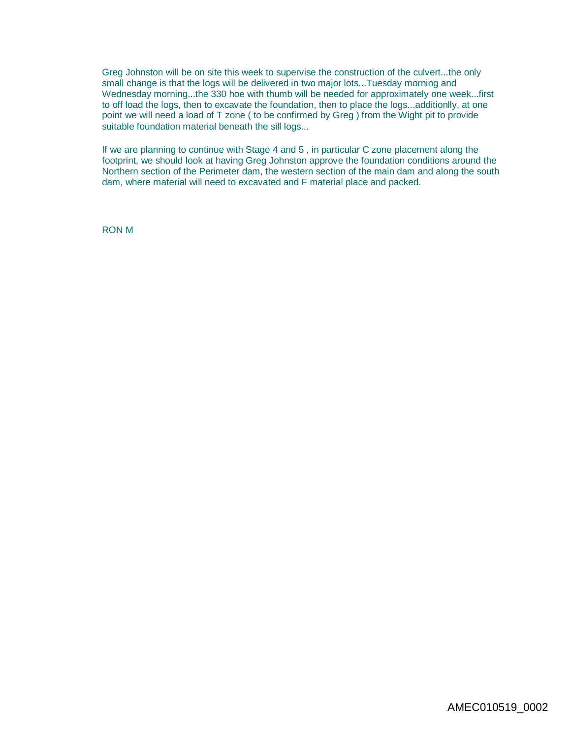Greg Johnston will be on site this week to supervise the construction of the culvert...the only small change is that the logs will be delivered in two major lots...Tuesday morning and Wednesday morning...the 330 hoe with thumb will be needed for approximately one week...first to off load the logs, then to excavate the foundation, then to place the logs...additionlly, at one point we will need a load of T zone ( to be confirmed by Greg ) from the Wight pit to provide suitable foundation material beneath the sill logs...

If we are planning to continue with Stage 4 and 5 , in particular C zone placement along the footprint, we should look at having Greg Johnston approve the foundation conditions around the Northern section of the Perimeter dam, the western section of the main dam and along the south dam, where material will need to excavated and F material place and packed.

RON M

AMEC010519_0002